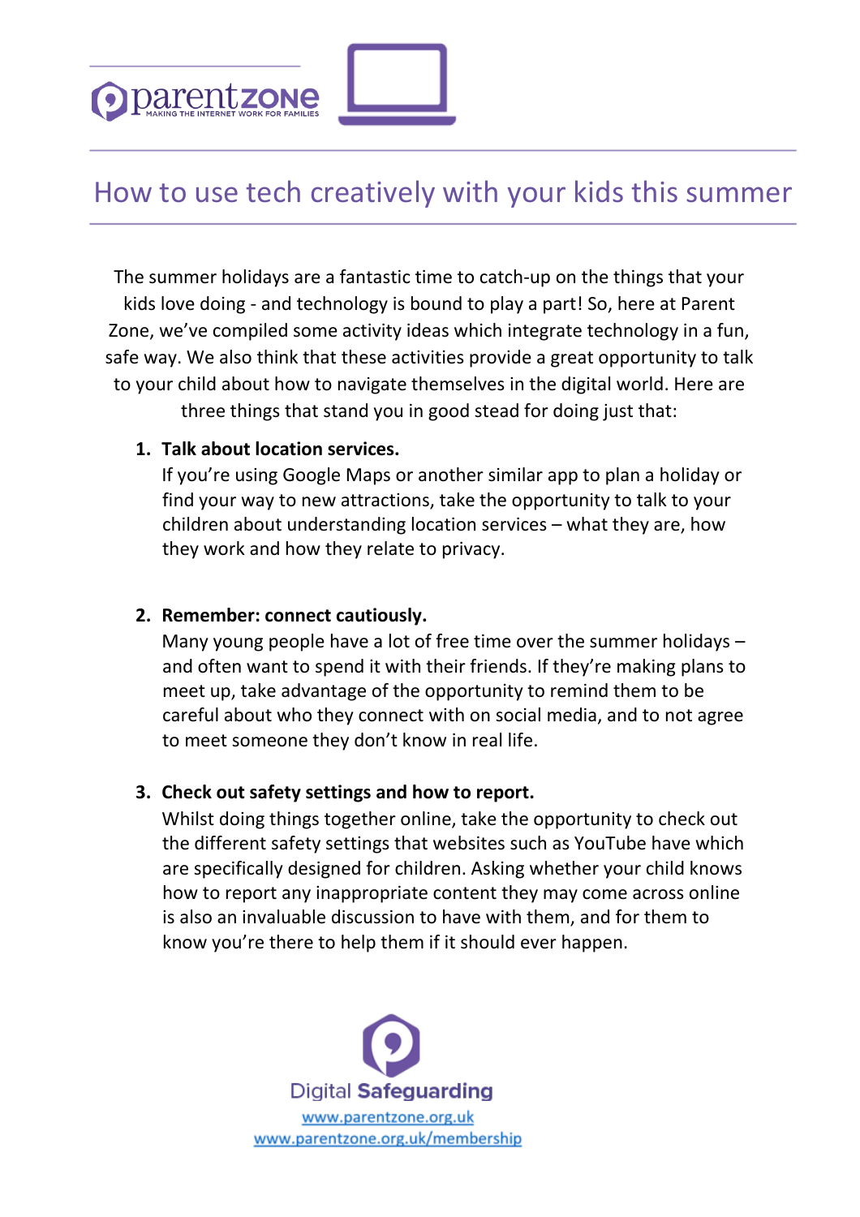parentzone
MAKING THE INTERNET WORK FOR FAMILIES

# How to use tech creatively with your kids this summer

The summer holidays are a fantastic time to catch-up on the things that your kids love doing - and technology is bound to play a part! So, here at Parent Zone, we've compiled some activity ideas which integrate technology in a fun, safe way. We also think that these activities provide a great opportunity to talk to your child about how to navigate themselves in the digital world. Here are three things that stand you in good stead for doing just that:

1. **Talk about location services.**
   If you're using Google Maps or another similar app to plan a holiday or find your way to new attractions, take the opportunity to talk to your children about understanding location services – what they are, how they work and how they relate to privacy.

2. **Remember: connect cautiously.**
   Many young people have a lot of free time over the summer holidays – and often want to spend it with their friends. If they're making plans to meet up, take advantage of the opportunity to remind them to be careful about who they connect with on social media, and to not agree to meet someone they don't know in real life.

3. **Check out safety settings and how to report.**
   Whilst doing things together online, take the opportunity to check out the different safety settings that websites such as YouTube have which are specifically designed for children. Asking whether your child knows how to report any inappropriate content they may come across online is also an invaluable discussion to have with them, and for them to know you're there to help them if it should ever happen.

Digital **Safeguarding**

www.parentzone.org.uk

www.parentzone.org.uk/membership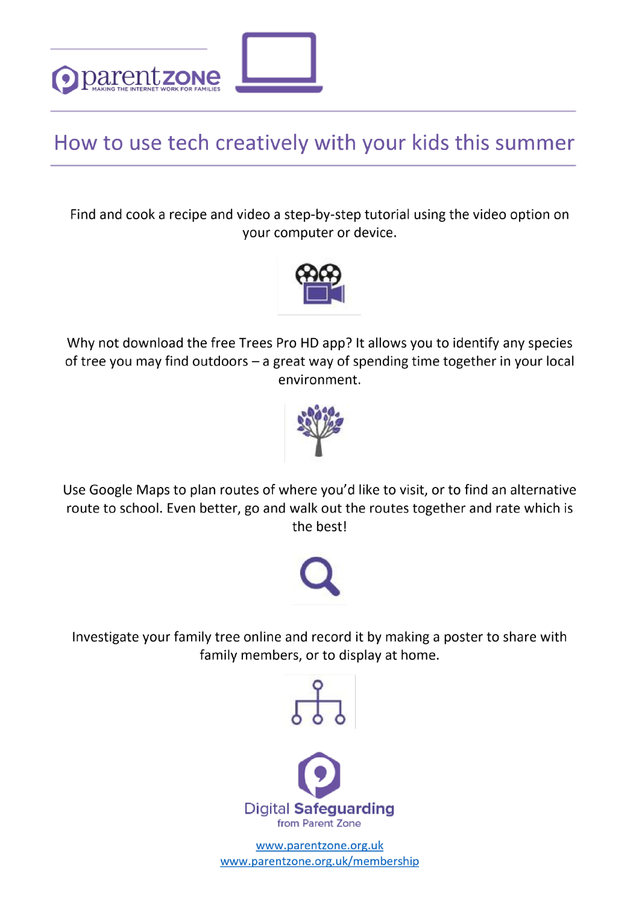parentzone

MAKING THE INTERNET WORK FOR FAMILIES

# How to use tech creatively with your kids this summer

Find and cook a recipe and video a step-by-step tutorial using the video option on your computer or device.

Why not download the free Trees Pro HD app? It allows you to identify any species of tree you may find outdoors – a great way of spending time together in your local environment.

Use Google Maps to plan routes of where you'd like to visit, or to find an alternative route to school. Even better, go and walk out the routes together and rate which is the best!

Investigate your family tree online and record it by making a poster to share with family members, or to display at home.

Digital **Safeguarding**
from Parent Zone

www.parentzone.org.uk
www.parentzone.org.uk/membership